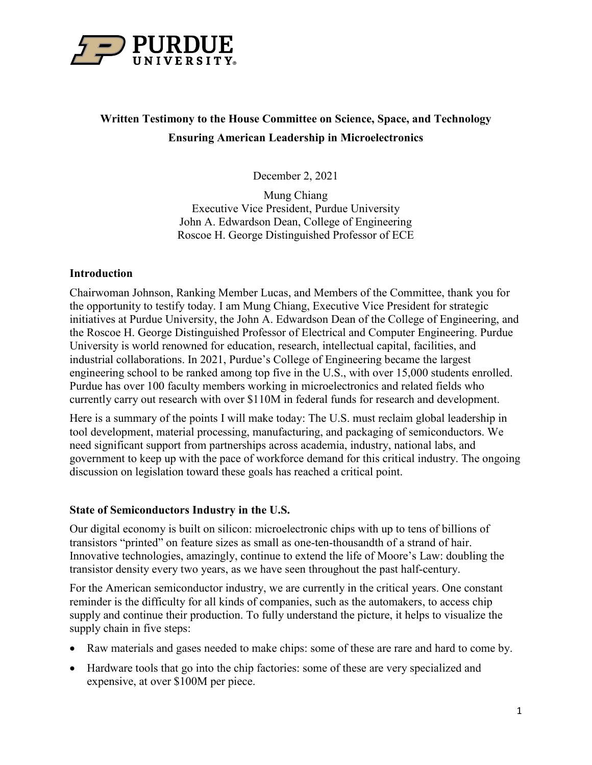PURDUE UNIVERSITY

**Written Testimony to the House Committee on Science, Space, and Technology**

**Ensuring American Leadership in Microelectronics**

December 2, 2021

Mung Chiang
Executive Vice President, Purdue University
John A. Edwardson Dean, College of Engineering
Roscoe H. George Distinguished Professor of ECE

## Introduction

Chairwoman Johnson, Ranking Member Lucas, and Members of the Committee, thank you for the opportunity to testify today. I am Mung Chiang, Executive Vice President for strategic initiatives at Purdue University, the John A. Edwardson Dean of the College of Engineering, and the Roscoe H. George Distinguished Professor of Electrical and Computer Engineering. Purdue University is world renowned for education, research, intellectual capital, facilities, and industrial collaborations. In 2021, Purdue's College of Engineering became the largest engineering school to be ranked among top five in the U.S., with over 15,000 students enrolled. Purdue has over 100 faculty members working in microelectronics and related fields who currently carry out research with over $110M in federal funds for research and development.

Here is a summary of the points I will make today: The U.S. must reclaim global leadership in tool development, material processing, manufacturing, and packaging of semiconductors. We need significant support from partnerships across academia, industry, national labs, and government to keep up with the pace of workforce demand for this critical industry. The ongoing discussion on legislation toward these goals has reached a critical point.

## State of Semiconductors Industry in the U.S.

Our digital economy is built on silicon: microelectronic chips with up to tens of billions of transistors "printed" on feature sizes as small as one-ten-thousandth of a strand of hair. Innovative technologies, amazingly, continue to extend the life of Moore's Law: doubling the transistor density every two years, as we have seen throughout the past half-century.

For the American semiconductor industry, we are currently in the critical years. One constant reminder is the difficulty for all kinds of companies, such as the automakers, to access chip supply and continue their production. To fully understand the picture, it helps to visualize the supply chain in five steps:

- Raw materials and gases needed to make chips: some of these are rare and hard to come by.
- Hardware tools that go into the chip factories: some of these are very specialized and expensive, at over $100M per piece.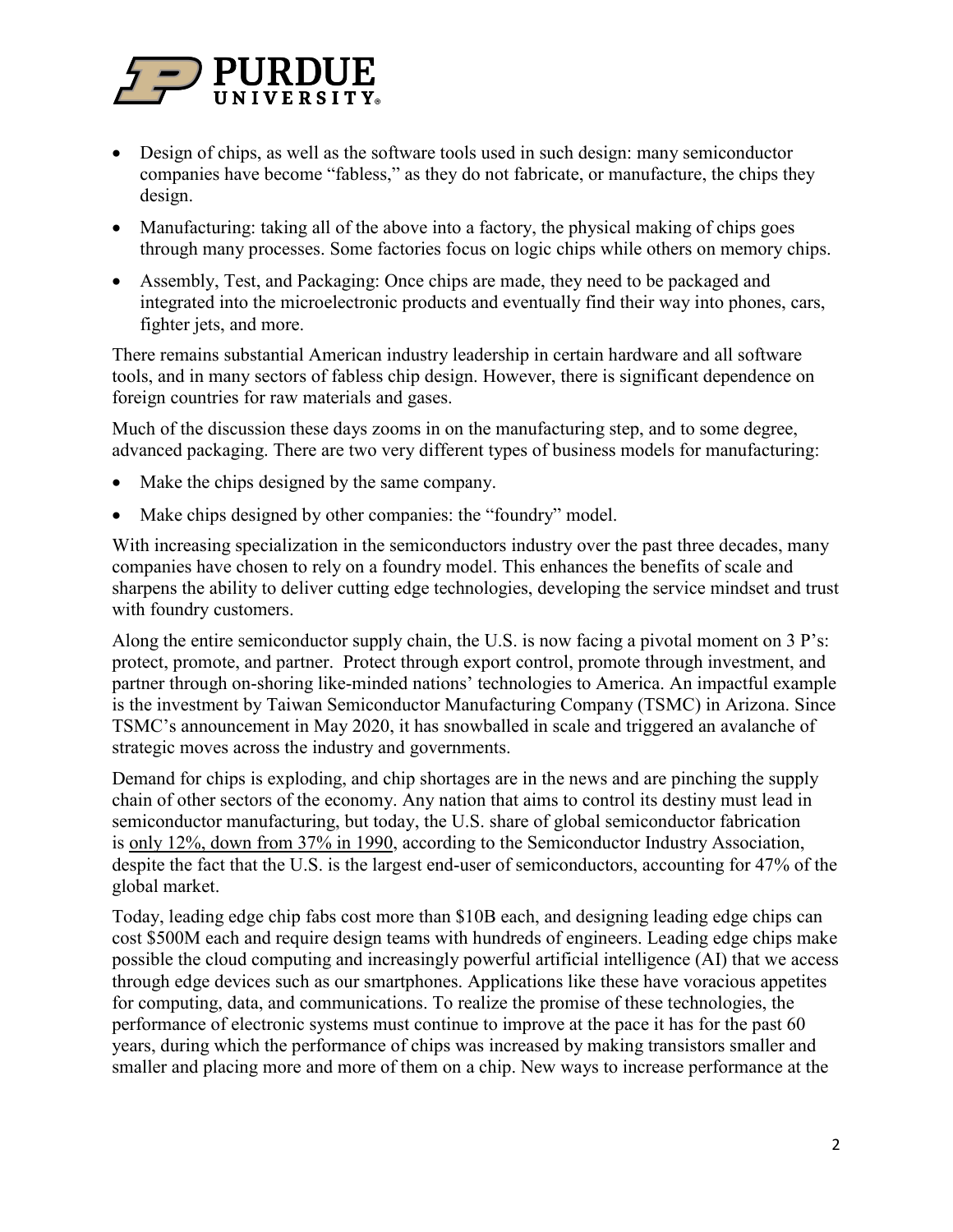- Design of chips, as well as the software tools used in such design: many semiconductor companies have become "fabless," as they do not fabricate, or manufacture, the chips they design.
- Manufacturing: taking all of the above into a factory, the physical making of chips goes through many processes. Some factories focus on logic chips while others on memory chips.
- Assembly, Test, and Packaging: Once chips are made, they need to be packaged and integrated into the microelectronic products and eventually find their way into phones, cars, fighter jets, and more.

There remains substantial American industry leadership in certain hardware and all software tools, and in many sectors of fabless chip design. However, there is significant dependence on foreign countries for raw materials and gases.

Much of the discussion these days zooms in on the manufacturing step, and to some degree, advanced packaging. There are two very different types of business models for manufacturing:

- Make the chips designed by the same company.
- Make chips designed by other companies: the "foundry" model.

With increasing specialization in the semiconductors industry over the past three decades, many companies have chosen to rely on a foundry model. This enhances the benefits of scale and sharpens the ability to deliver cutting edge technologies, developing the service mindset and trust with foundry customers.

Along the entire semiconductor supply chain, the U.S. is now facing a pivotal moment on 3 P's: protect, promote, and partner. Protect through export control, promote through investment, and partner through on-shoring like-minded nations' technologies to America. An impactful example is the investment by Taiwan Semiconductor Manufacturing Company (TSMC) in Arizona. Since TSMC's announcement in May 2020, it has snowballed in scale and triggered an avalanche of strategic moves across the industry and governments.

Demand for chips is exploding, and chip shortages are in the news and are pinching the supply chain of other sectors of the economy. Any nation that aims to control its destiny must lead in semiconductor manufacturing, but today, the U.S. share of global semiconductor fabrication is only 12%, down from 37% in 1990, according to the Semiconductor Industry Association, despite the fact that the U.S. is the largest end-user of semiconductors, accounting for 47% of the global market.

Today, leading edge chip fabs cost more than \$10B each, and designing leading edge chips can cost \$500M each and require design teams with hundreds of engineers. Leading edge chips make possible the cloud computing and increasingly powerful artificial intelligence (AI) that we access through edge devices such as our smartphones. Applications like these have voracious appetites for computing, data, and communications. To realize the promise of these technologies, the performance of electronic systems must continue to improve at the pace it has for the past 60 years, during which the performance of chips was increased by making transistors smaller and smaller and placing more and more of them on a chip. New ways to increase performance at the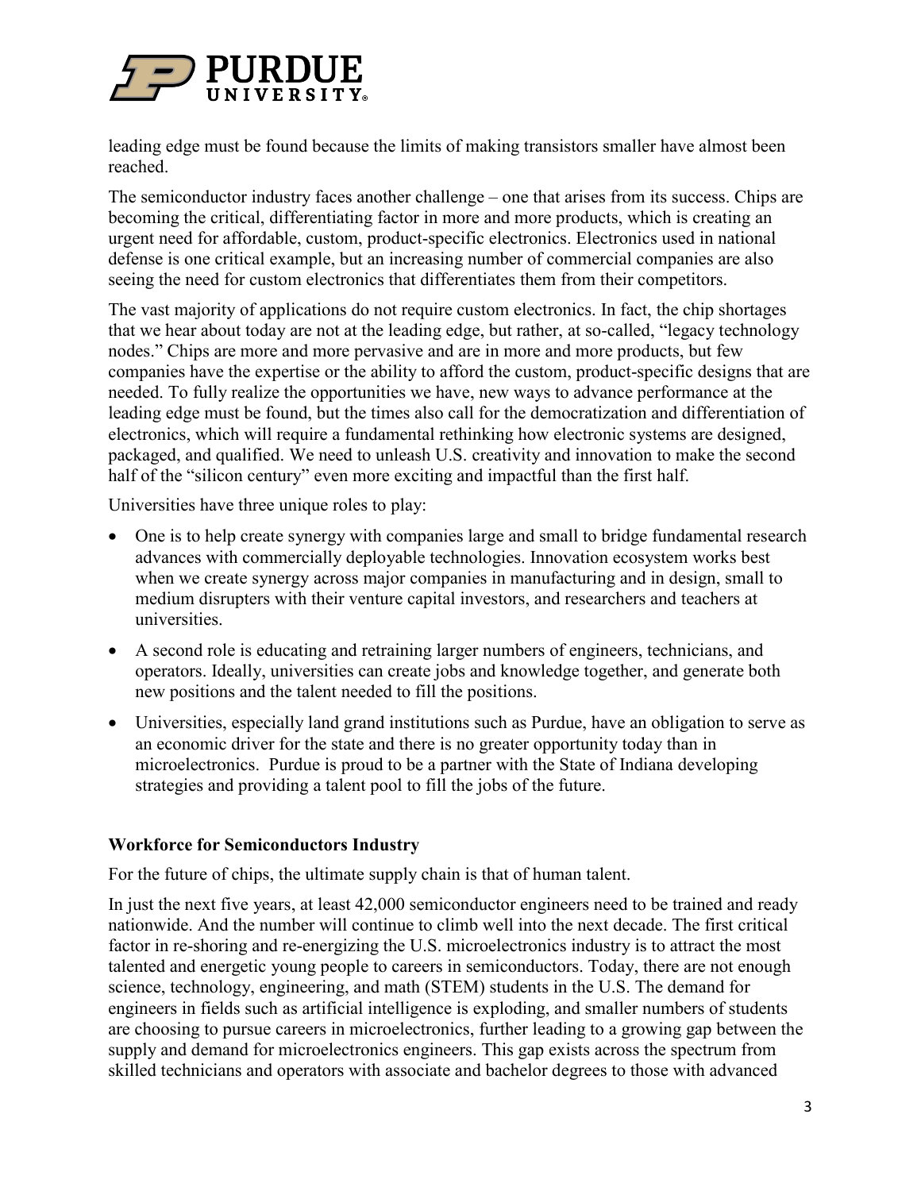leading edge must be found because the limits of making transistors smaller have almost been reached.

The semiconductor industry faces another challenge – one that arises from its success. Chips are becoming the critical, differentiating factor in more and more products, which is creating an urgent need for affordable, custom, product-specific electronics. Electronics used in national defense is one critical example, but an increasing number of commercial companies are also seeing the need for custom electronics that differentiates them from their competitors.

The vast majority of applications do not require custom electronics. In fact, the chip shortages that we hear about today are not at the leading edge, but rather, at so-called, "legacy technology nodes." Chips are more and more pervasive and are in more and more products, but few companies have the expertise or the ability to afford the custom, product-specific designs that are needed. To fully realize the opportunities we have, new ways to advance performance at the leading edge must be found, but the times also call for the democratization and differentiation of electronics, which will require a fundamental rethinking how electronic systems are designed, packaged, and qualified. We need to unleash U.S. creativity and innovation to make the second half of the "silicon century" even more exciting and impactful than the first half.

Universities have three unique roles to play:

- One is to help create synergy with companies large and small to bridge fundamental research advances with commercially deployable technologies. Innovation ecosystem works best when we create synergy across major companies in manufacturing and in design, small to medium disrupters with their venture capital investors, and researchers and teachers at universities.
- A second role is educating and retraining larger numbers of engineers, technicians, and operators. Ideally, universities can create jobs and knowledge together, and generate both new positions and the talent needed to fill the positions.
- Universities, especially land grand institutions such as Purdue, have an obligation to serve as an economic driver for the state and there is no greater opportunity today than in microelectronics. Purdue is proud to be a partner with the State of Indiana developing strategies and providing a talent pool to fill the jobs of the future.

### Workforce for Semiconductors Industry

For the future of chips, the ultimate supply chain is that of human talent.

In just the next five years, at least 42,000 semiconductor engineers need to be trained and ready nationwide. And the number will continue to climb well into the next decade. The first critical factor in re-shoring and re-energizing the U.S. microelectronics industry is to attract the most talented and energetic young people to careers in semiconductors. Today, there are not enough science, technology, engineering, and math (STEM) students in the U.S. The demand for engineers in fields such as artificial intelligence is exploding, and smaller numbers of students are choosing to pursue careers in microelectronics, further leading to a growing gap between the supply and demand for microelectronics engineers. This gap exists across the spectrum from skilled technicians and operators with associate and bachelor degrees to those with advanced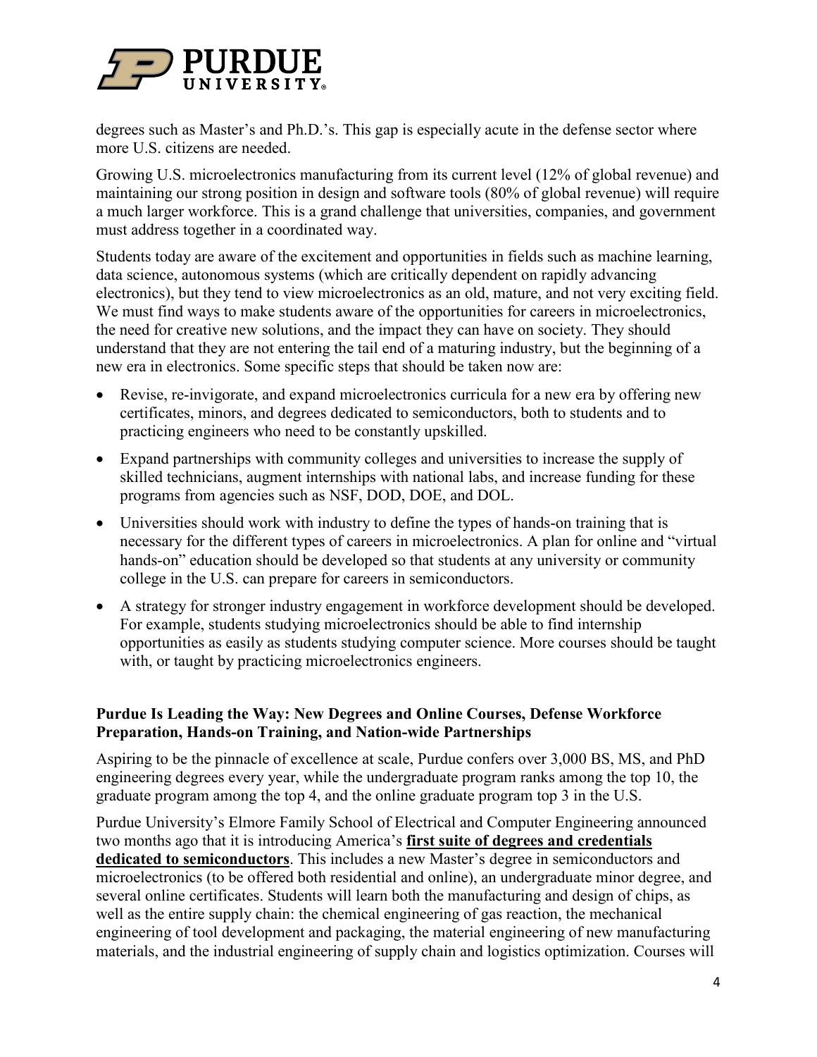degrees such as Master's and Ph.D.'s. This gap is especially acute in the defense sector where more U.S. citizens are needed.

Growing U.S. microelectronics manufacturing from its current level (12% of global revenue) and maintaining our strong position in design and software tools (80% of global revenue) will require a much larger workforce. This is a grand challenge that universities, companies, and government must address together in a coordinated way.

Students today are aware of the excitement and opportunities in fields such as machine learning, data science, autonomous systems (which are critically dependent on rapidly advancing electronics), but they tend to view microelectronics as an old, mature, and not very exciting field. We must find ways to make students aware of the opportunities for careers in microelectronics, the need for creative new solutions, and the impact they can have on society. They should understand that they are not entering the tail end of a maturing industry, but the beginning of a new era in electronics. Some specific steps that should be taken now are:

- Revise, re-invigorate, and expand microelectronics curricula for a new era by offering new certificates, minors, and degrees dedicated to semiconductors, both to students and to practicing engineers who need to be constantly upskilled.
- Expand partnerships with community colleges and universities to increase the supply of skilled technicians, augment internships with national labs, and increase funding for these programs from agencies such as NSF, DOD, DOE, and DOL.
- Universities should work with industry to define the types of hands-on training that is necessary for the different types of careers in microelectronics. A plan for online and "virtual hands-on" education should be developed so that students at any university or community college in the U.S. can prepare for careers in semiconductors.
- A strategy for stronger industry engagement in workforce development should be developed. For example, students studying microelectronics should be able to find internship opportunities as easily as students studying computer science. More courses should be taught with, or taught by practicing microelectronics engineers.

**Purdue Is Leading the Way: New Degrees and Online Courses, Defense Workforce Preparation, Hands-on Training, and Nation-wide Partnerships**

Aspiring to be the pinnacle of excellence at scale, Purdue confers over 3,000 BS, MS, and PhD engineering degrees every year, while the undergraduate program ranks among the top 10, the graduate program among the top 4, and the online graduate program top 3 in the U.S.

Purdue University's Elmore Family School of Electrical and Computer Engineering announced two months ago that it is introducing America's **first suite of degrees and credentials dedicated to semiconductors**. This includes a new Master's degree in semiconductors and microelectronics (to be offered both residential and online), an undergraduate minor degree, and several online certificates. Students will learn both the manufacturing and design of chips, as well as the entire supply chain: the chemical engineering of gas reaction, the mechanical engineering of tool development and packaging, the material engineering of new manufacturing materials, and the industrial engineering of supply chain and logistics optimization. Courses will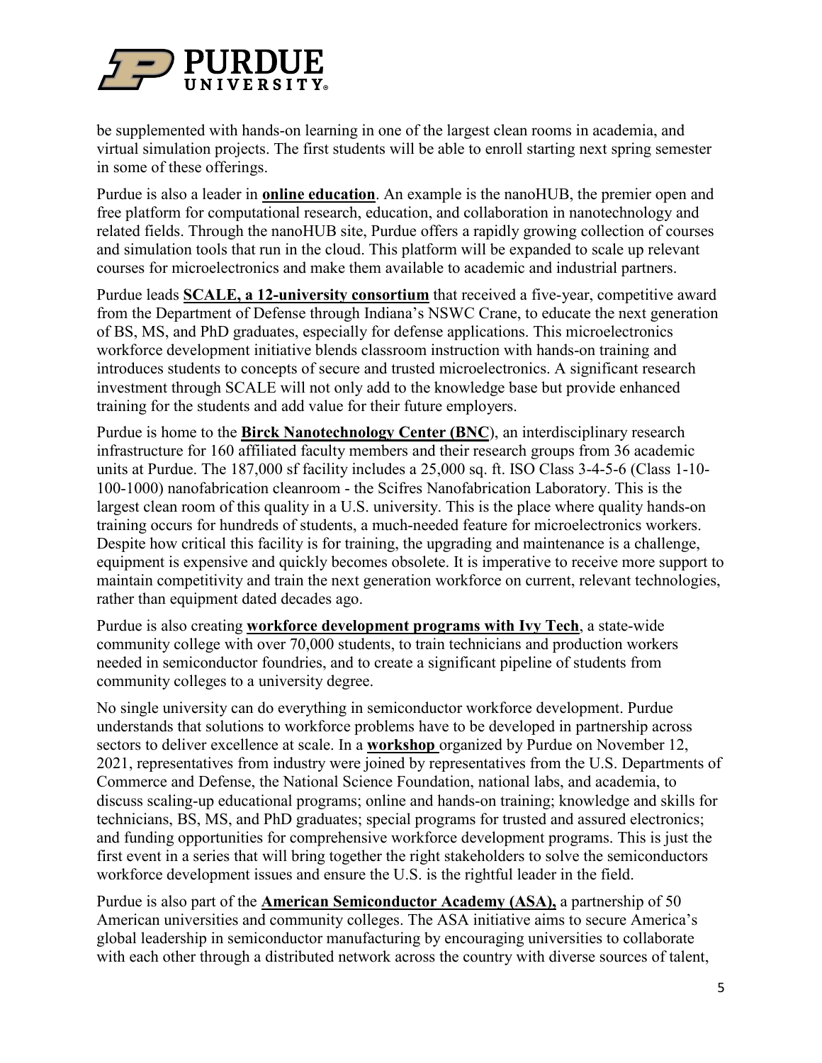be supplemented with hands-on learning in one of the largest clean rooms in academia, and virtual simulation projects. The first students will be able to enroll starting next spring semester in some of these offerings.

Purdue is also a leader in **online education**. An example is the nanoHUB, the premier open and free platform for computational research, education, and collaboration in nanotechnology and related fields. Through the nanoHUB site, Purdue offers a rapidly growing collection of courses and simulation tools that run in the cloud. This platform will be expanded to scale up relevant courses for microelectronics and make them available to academic and industrial partners.

Purdue leads **SCALE, a 12-university consortium** that received a five-year, competitive award from the Department of Defense through Indiana's NSWC Crane, to educate the next generation of BS, MS, and PhD graduates, especially for defense applications. This microelectronics workforce development initiative blends classroom instruction with hands-on training and introduces students to concepts of secure and trusted microelectronics. A significant research investment through SCALE will not only add to the knowledge base but provide enhanced training for the students and add value for their future employers.

Purdue is home to the **Birck Nanotechnology Center (BNC**), an interdisciplinary research infrastructure for 160 affiliated faculty members and their research groups from 36 academic units at Purdue. The 187,000 sf facility includes a 25,000 sq. ft. ISO Class 3-4-5-6 (Class 1-10-100-1000) nanofabrication cleanroom - the Scifres Nanofabrication Laboratory. This is the largest clean room of this quality in a U.S. university. This is the place where quality hands-on training occurs for hundreds of students, a much-needed feature for microelectronics workers. Despite how critical this facility is for training, the upgrading and maintenance is a challenge, equipment is expensive and quickly becomes obsolete. It is imperative to receive more support to maintain competitivity and train the next generation workforce on current, relevant technologies, rather than equipment dated decades ago.

Purdue is also creating **workforce development programs with Ivy Tech**, a state-wide community college with over 70,000 students, to train technicians and production workers needed in semiconductor foundries, and to create a significant pipeline of students from community colleges to a university degree.

No single university can do everything in semiconductor workforce development. Purdue understands that solutions to workforce problems have to be developed in partnership across sectors to deliver excellence at scale. In a **workshop** organized by Purdue on November 12, 2021, representatives from industry were joined by representatives from the U.S. Departments of Commerce and Defense, the National Science Foundation, national labs, and academia, to discuss scaling-up educational programs; online and hands-on training; knowledge and skills for technicians, BS, MS, and PhD graduates; special programs for trusted and assured electronics; and funding opportunities for comprehensive workforce development programs. This is just the first event in a series that will bring together the right stakeholders to solve the semiconductors workforce development issues and ensure the U.S. is the rightful leader in the field.

Purdue is also part of the **American Semiconductor Academy (ASA),** a partnership of 50 American universities and community colleges. The ASA initiative aims to secure America's global leadership in semiconductor manufacturing by encouraging universities to collaborate with each other through a distributed network across the country with diverse sources of talent,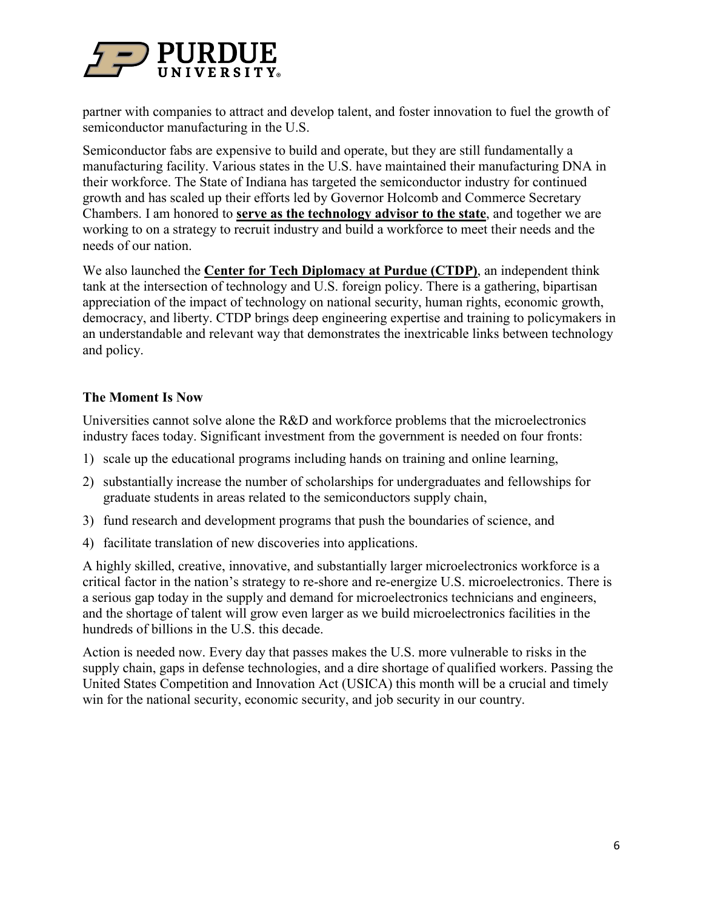partner with companies to attract and develop talent, and foster innovation to fuel the growth of semiconductor manufacturing in the U.S.

Semiconductor fabs are expensive to build and operate, but they are still fundamentally a manufacturing facility. Various states in the U.S. have maintained their manufacturing DNA in their workforce. The State of Indiana has targeted the semiconductor industry for continued growth and has scaled up their efforts led by Governor Holcomb and Commerce Secretary Chambers. I am honored to **serve as the technology advisor to the state**, and together we are working to on a strategy to recruit industry and build a workforce to meet their needs and the needs of our nation.

We also launched the **Center for Tech Diplomacy at Purdue (CTDP)**, an independent think tank at the intersection of technology and U.S. foreign policy. There is a gathering, bipartisan appreciation of the impact of technology on national security, human rights, economic growth, democracy, and liberty. CTDP brings deep engineering expertise and training to policymakers in an understandable and relevant way that demonstrates the inextricable links between technology and policy.

### The Moment Is Now

Universities cannot solve alone the R&D and workforce problems that the microelectronics industry faces today. Significant investment from the government is needed on four fronts:

1) scale up the educational programs including hands on training and online learning,
2) substantially increase the number of scholarships for undergraduates and fellowships for graduate students in areas related to the semiconductors supply chain,
3) fund research and development programs that push the boundaries of science, and
4) facilitate translation of new discoveries into applications.

A highly skilled, creative, innovative, and substantially larger microelectronics workforce is a critical factor in the nation's strategy to re-shore and re-energize U.S. microelectronics. There is a serious gap today in the supply and demand for microelectronics technicians and engineers, and the shortage of talent will grow even larger as we build microelectronics facilities in the hundreds of billions in the U.S. this decade.

Action is needed now. Every day that passes makes the U.S. more vulnerable to risks in the supply chain, gaps in defense technologies, and a dire shortage of qualified workers. Passing the United States Competition and Innovation Act (USICA) this month will be a crucial and timely win for the national security, economic security, and job security in our country.